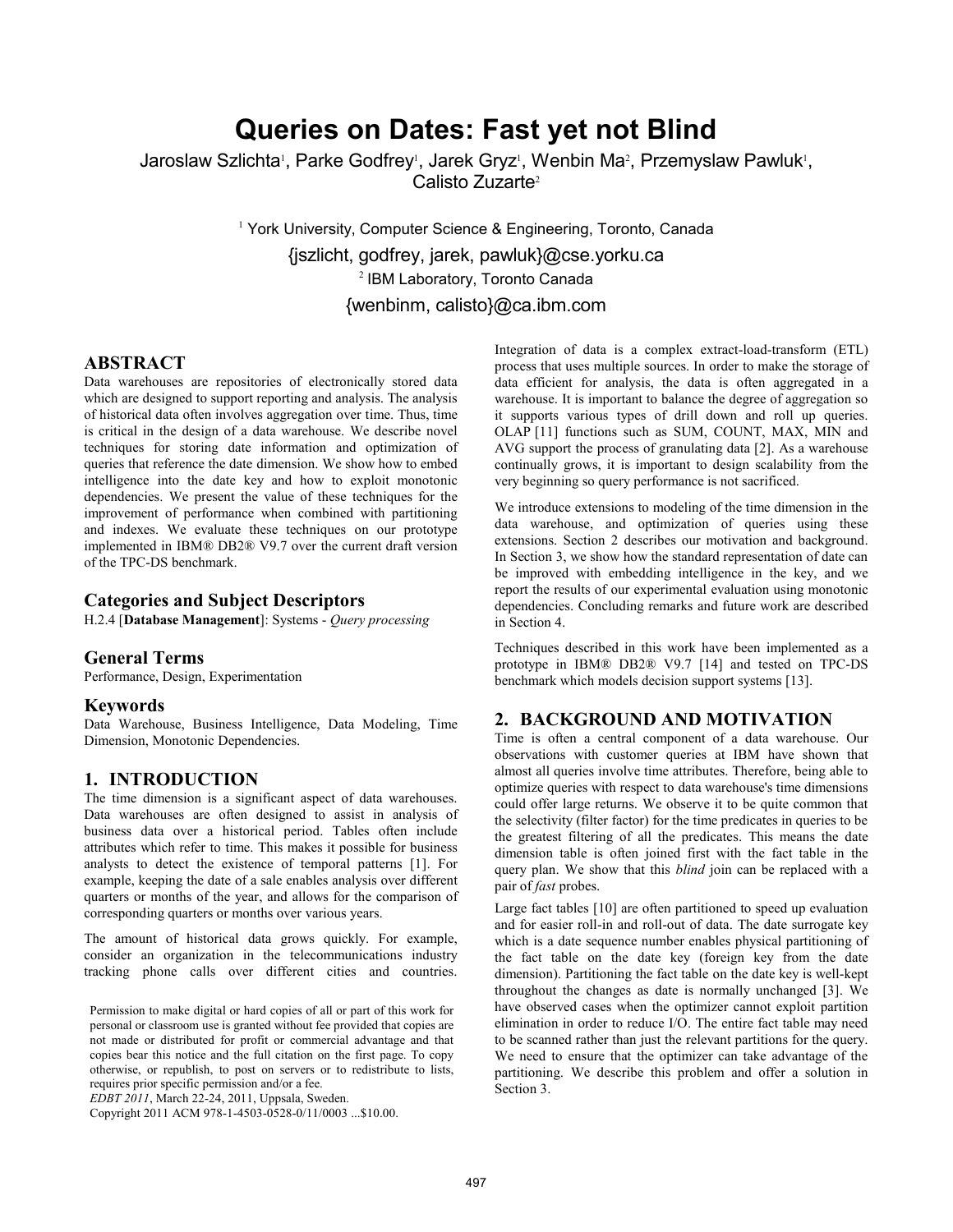# Queries on Dates: Fast yet not Blind

Jaroslaw Szlichta[1], Parke Godfrey[1], Jarek Gryz[1], Wenbin Ma[2], Przemyslaw Pawluk[1], Calisto Zuzarte[2]

[1] York University, Computer Science & Engineering, Toronto, Canada

{jszlicht, godfrey, jarek, pawluk}@cse.yorku.ca

[2] IBM Laboratory, Toronto Canada

{wenbinm, calisto}@ca.ibm.com

## ABSTRACT

Data warehouses are repositories of electronically stored data which are designed to support reporting and analysis. The analysis of historical data often involves aggregation over time. Thus, time is critical in the design of a data warehouse. We describe novel techniques for storing date information and optimization of queries that reference the date dimension. We show how to embed intelligence into the date key and how to exploit monotonic dependencies. We present the value of these techniques for the improvement of performance when combined with partitioning and indexes. We evaluate these techniques on our prototype implemented in IBM® DB2® V9.7 over the current draft version of the TPC-DS benchmark.

### Categories and Subject Descriptors

H.2.4 [**Database Management**]: Systems - *Query processing*

### General Terms

Performance, Design, Experimentation

### Keywords

Data Warehouse, Business Intelligence, Data Modeling, Time Dimension, Monotonic Dependencies.

## 1. INTRODUCTION

The time dimension is a significant aspect of data warehouses. Data warehouses are often designed to assist in analysis of business data over a historical period. Tables often include attributes which refer to time. This makes it possible for business analysts to detect the existence of temporal patterns [1]. For example, keeping the date of a sale enables analysis over different quarters or months of the year, and allows for the comparison of corresponding quarters or months over various years.

The amount of historical data grows quickly. For example, consider an organization in the telecommunications industry tracking phone calls over different cities and countries. Integration of data is a complex extract-load-transform (ETL) process that uses multiple sources. In order to make the storage of data efficient for analysis, the data is often aggregated in a warehouse. It is important to balance the degree of aggregation so it supports various types of drill down and roll up queries. OLAP [11] functions such as SUM, COUNT, MAX, MIN and AVG support the process of granulating data [2]. As a warehouse continually grows, it is important to design scalability from the very beginning so query performance is not sacrificed.

We introduce extensions to modeling of the time dimension in the data warehouse, and optimization of queries using these extensions. Section 2 describes our motivation and background. In Section 3, we show how the standard representation of date can be improved with embedding intelligence in the key, and we report the results of our experimental evaluation using monotonic dependencies. Concluding remarks and future work are described in Section 4.

Techniques described in this work have been implemented as a prototype in IBM® DB2® V9.7 [14] and tested on TPC-DS benchmark which models decision support systems [13].

Permission to make digital or hard copies of all or part of this work for personal or classroom use is granted without fee provided that copies are not made or distributed for profit or commercial advantage and that copies bear this notice and the full citation on the first page. To copy otherwise, or republish, to post on servers or to redistribute to lists, requires prior specific permission and/or a fee.
*EDBT 2011*, March 22-24, 2011, Uppsala, Sweden.
Copyright 2011 ACM 978-1-4503-0528-0/11/0003 ...$10.00.

## 2. BACKGROUND AND MOTIVATION

Time is often a central component of a data warehouse. Our observations with customer queries at IBM have shown that almost all queries involve time attributes. Therefore, being able to optimize queries with respect to data warehouse's time dimensions could offer large returns. We observe it to be quite common that the selectivity (filter factor) for the time predicates in queries to be the greatest filtering of all the predicates. This means the date dimension table is often joined first with the fact table in the query plan. We show that this *blind* join can be replaced with a pair of *fast* probes.

Large fact tables [10] are often partitioned to speed up evaluation and for easier roll-in and roll-out of data. The date surrogate key which is a date sequence number enables physical partitioning of the fact table on the date key (foreign key from the date dimension). Partitioning the fact table on the date key is well-kept throughout the changes as date is normally unchanged [3]. We have observed cases when the optimizer cannot exploit partition elimination in order to reduce I/O. The entire fact table may need to be scanned rather than just the relevant partitions for the query. We need to ensure that the optimizer can take advantage of the partitioning. We describe this problem and offer a solution in Section 3.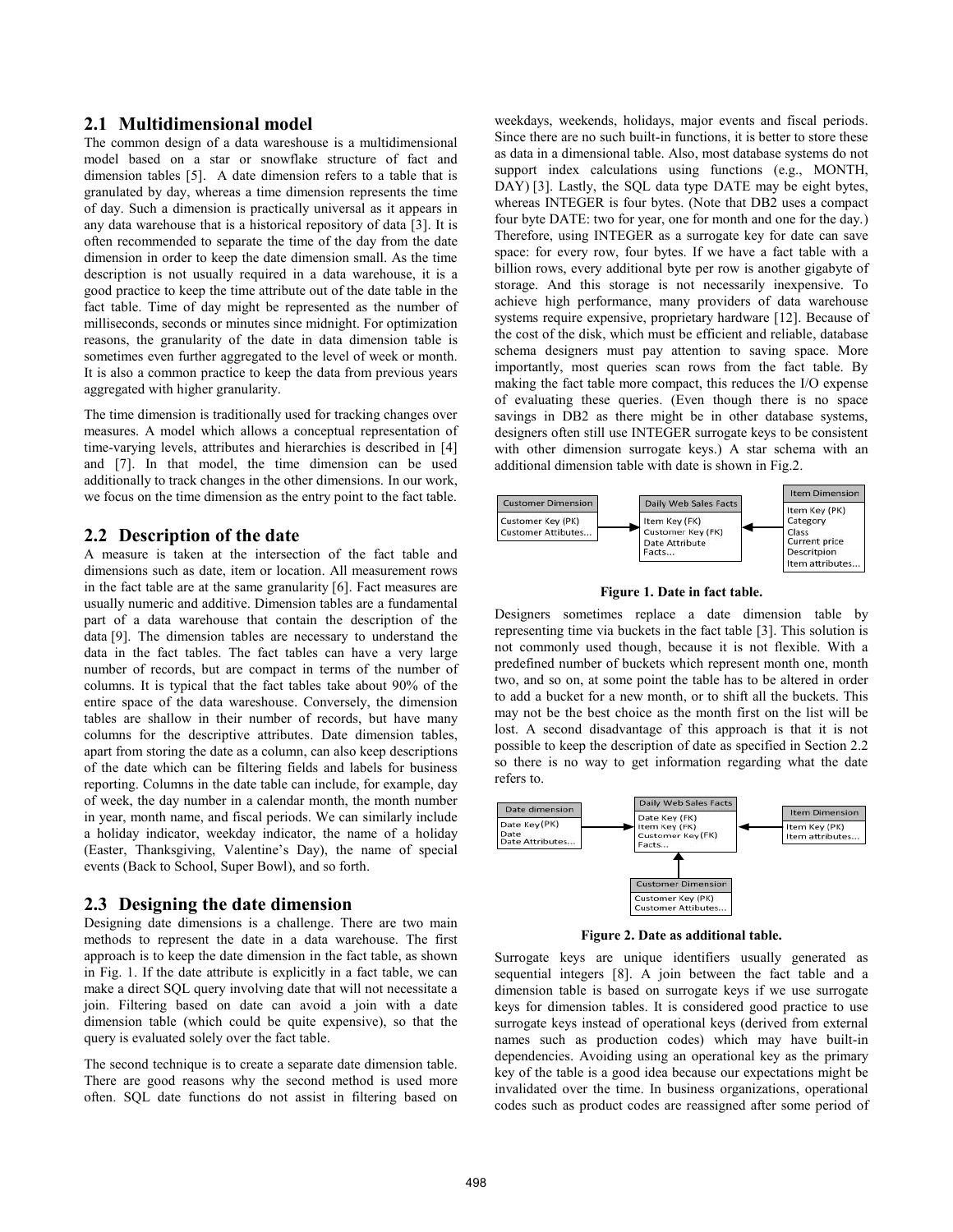## 2.1 Multidimensional model

The common design of a data wareshouse is a multidimensional model based on a star or snowflake structure of fact and dimension tables [5]. A date dimension refers to a table that is granulated by day, whereas a time dimension represents the time of day. Such a dimension is practically universal as it appears in any data warehouse that is a historical repository of data [3]. It is often recommended to separate the time of the day from the date dimension in order to keep the date dimension small. As the time description is not usually required in a data warehouse, it is a good practice to keep the time attribute out of the date table in the fact table. Time of day might be represented as the number of milliseconds, seconds or minutes since midnight. For optimization reasons, the granularity of the date in data dimension table is sometimes even further aggregated to the level of week or month. It is also a common practice to keep the data from previous years aggregated with higher granularity.

The time dimension is traditionally used for tracking changes over measures. A model which allows a conceptual representation of time-varying levels, attributes and hierarchies is described in [4] and [7]. In that model, the time dimension can be used additionally to track changes in the other dimensions. In our work, we focus on the time dimension as the entry point to the fact table.

## 2.2 Description of the date

A measure is taken at the intersection of the fact table and dimensions such as date, item or location. All measurement rows in the fact table are at the same granularity [6]. Fact measures are usually numeric and additive. Dimension tables are a fundamental part of a data warehouse that contain the description of the data [9]. The dimension tables are necessary to understand the data in the fact tables. The fact tables can have a very large number of records, but are compact in terms of the number of columns. It is typical that the fact tables take about 90% of the entire space of the data wareshouse. Conversely, the dimension tables are shallow in their number of records, but have many columns for the descriptive attributes. Date dimension tables, apart from storing the date as a column, can also keep descriptions of the date which can be filtering fields and labels for business reporting. Columns in the date table can include, for example, day of week, the day number in a calendar month, the month number in year, month name, and fiscal periods. We can similarly include a holiday indicator, weekday indicator, the name of a holiday (Easter, Thanksgiving, Valentine's Day), the name of special events (Back to School, Super Bowl), and so forth.

## 2.3 Designing the date dimension

Designing date dimensions is a challenge. There are two main methods to represent the date in a data warehouse. The first approach is to keep the date dimension in the fact table, as shown in Fig. 1. If the date attribute is explicitly in a fact table, we can make a direct SQL query involving date that will not necessitate a join. Filtering based on date can avoid a join with a date dimension table (which could be quite expensive), so that the query is evaluated solely over the fact table.

The second technique is to create a separate date dimension table. There are good reasons why the second method is used more often. SQL date functions do not assist in filtering based on weekdays, weekends, holidays, major events and fiscal periods. Since there are no such built-in functions, it is better to store these as data in a dimensional table. Also, most database systems do not support index calculations using functions (e.g., MONTH, DAY) [3]. Lastly, the SQL data type DATE may be eight bytes, whereas INTEGER is four bytes. (Note that DB2 uses a compact four byte DATE: two for year, one for month and one for the day.) Therefore, using INTEGER as a surrogate key for date can save space: for every row, four bytes. If we have a fact table with a billion rows, every additional byte per row is another gigabyte of storage. And this storage is not necessarily inexpensive. To achieve high performance, many providers of data warehouse systems require expensive, proprietary hardware [12]. Because of the cost of the disk, which must be efficient and reliable, database schema designers must pay attention to saving space. More importantly, most queries scan rows from the fact table. By making the fact table more compact, this reduces the I/O expense of evaluating these queries. (Even though there is no space savings in DB2 as there might be in other database systems, designers often still use INTEGER surrogate keys to be consistent with other dimension surrogate keys.) A star schema with an additional dimension table with date is shown in Fig.2.

| Customer Dimension | Daily Web Sales Facts | Item Dimension |
|---|---|---|
| Customer Key (PK)<br>Customer Attibutes... | Item Key (FK)<br>Customer Key (FK)<br>Date Attribute<br>Facts... | Item Key (PK)<br>Category<br>Class<br>Current price<br>Descritpion<br>Item attributes... |

**Figure 1. Date in fact table.**

Designers sometimes replace a date dimension table by representing time via buckets in the fact table [3]. This solution is not commonly used though, because it is not flexible. With a predefined number of buckets which represent month one, month two, and so on, at some point the table has to be altered in order to add a bucket for a new month, or to shift all the buckets. This may not be the best choice as the month first on the list will be lost. A second disadvantage of this approach is that it is not possible to keep the description of date as specified in Section 2.2 so there is no way to get information regarding what the date refers to.

| Date dimension | Daily Web Sales Facts | Item Dimension | Customer Dimension |
|---|---|---|---|
| Date Key (PK)<br>Date<br>Date Attributes... | Date Key (FK)<br>Item Key (FK)<br>Customer Key (FK)<br>Facts... | Item Key (PK)<br>Item attributes... | Customer Key (PK)<br>Customer Attibutes... |

**Figure 2. Date as additional table.**

Surrogate keys are unique identifiers usually generated as sequential integers [8]. A join between the fact table and a dimension table is based on surrogate keys if we use surrogate keys for dimension tables. It is considered good practice to use surrogate keys instead of operational keys (derived from external names such as production codes) which may have built-in dependencies. Avoiding using an operational key as the primary key of the table is a good idea because our expectations might be invalidated over the time. In business organizations, operational codes such as product codes are reassigned after some period of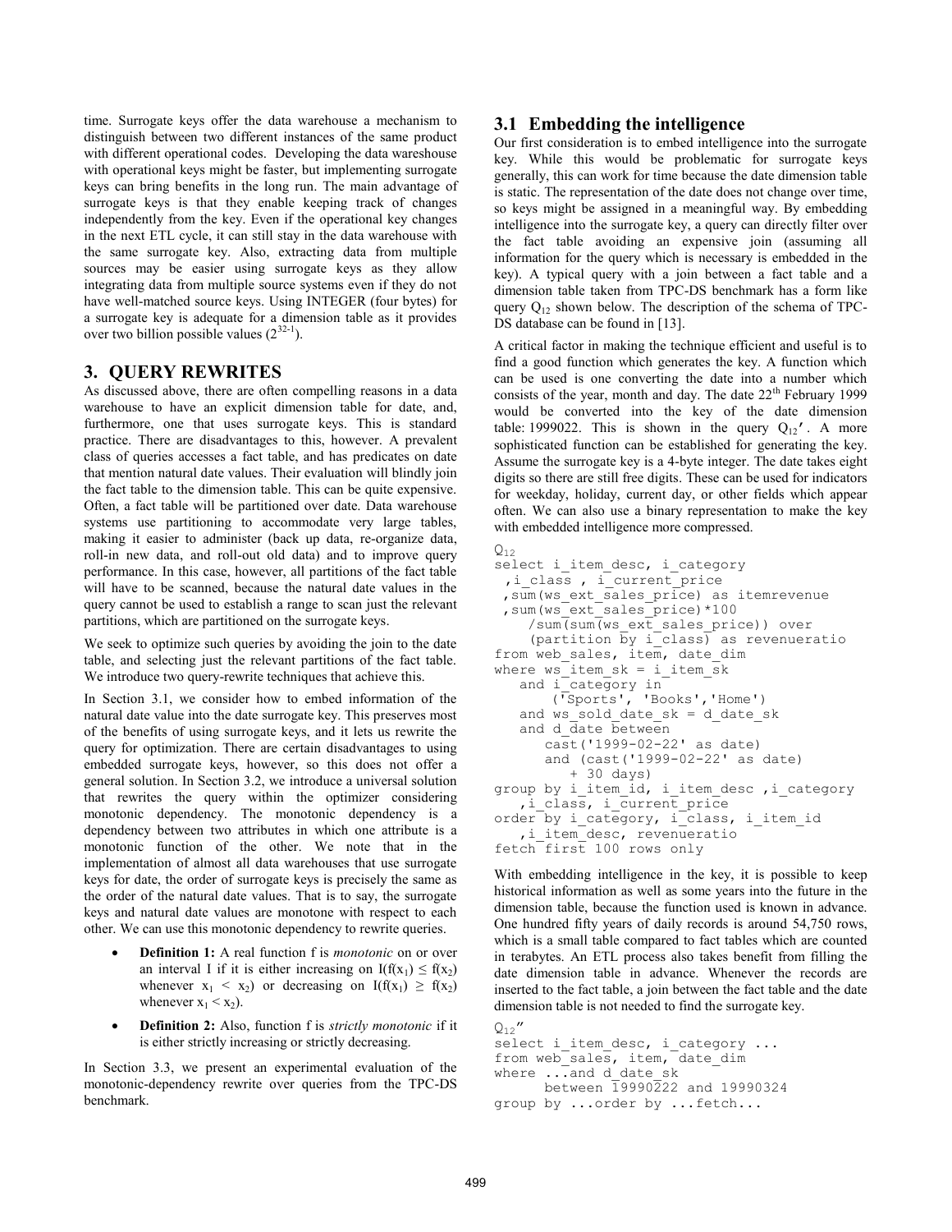time. Surrogate keys offer the data warehouse a mechanism to distinguish between two different instances of the same product with different operational codes. Developing the data wareshouse with operational keys might be faster, but implementing surrogate keys can bring benefits in the long run. The main advantage of surrogate keys is that they enable keeping track of changes independently from the key. Even if the operational key changes in the next ETL cycle, it can still stay in the data warehouse with the same surrogate key. Also, extracting data from multiple sources may be easier using surrogate keys as they allow integrating data from multiple source systems even if they do not have well-matched source keys. Using INTEGER (four bytes) for a surrogate key is adequate for a dimension table as it provides over two billion possible values ($2^{32-1}$).

## 3. QUERY REWRITES

As discussed above, there are often compelling reasons in a data warehouse to have an explicit dimension table for date, and, furthermore, one that uses surrogate keys. This is standard practice. There are disadvantages to this, however. A prevalent class of queries accesses a fact table, and has predicates on date that mention natural date values. Their evaluation will blindly join the fact table to the dimension table. This can be quite expensive. Often, a fact table will be partitioned over date. Data warehouse systems use partitioning to accommodate very large tables, making it easier to administer (back up data, re-organize data, roll-in new data, and roll-out old data) and to improve query performance. In this case, however, all partitions of the fact table will have to be scanned, because the natural date values in the query cannot be used to establish a range to scan just the relevant partitions, which are partitioned on the surrogate keys.

We seek to optimize such queries by avoiding the join to the date table, and selecting just the relevant partitions of the fact table. We introduce two query-rewrite techniques that achieve this.

In Section 3.1, we consider how to embed information of the natural date value into the date surrogate key. This preserves most of the benefits of using surrogate keys, and it lets us rewrite the query for optimization. There are certain disadvantages to using embedded surrogate keys, however, so this does not offer a general solution. In Section 3.2, we introduce a universal solution that rewrites the query within the optimizer considering monotonic dependency. The monotonic dependency is a dependency between two attributes in which one attribute is a monotonic function of the other. We note that in the implementation of almost all data warehouses that use surrogate keys for date, the order of surrogate keys is precisely the same as the order of the natural date values. That is to say, the surrogate keys and natural date values are monotone with respect to each other. We can use this monotonic dependency to rewrite queries.

- **Definition 1:** A real function f is *monotonic* on or over an interval I if it is either increasing on $I(f(x_1) \leq f(x_2)$ whenever $x_1 < x_2)$ or decreasing on $I(f(x_1) \geq f(x_2)$ whenever $x_1 < x_2)$.
- **Definition 2:** Also, function f is *strictly monotonic* if it is either strictly increasing or strictly decreasing.

In Section 3.3, we present an experimental evaluation of the monotonic-dependency rewrite over queries from the TPC-DS benchmark.

### 3.1 Embedding the intelligence

Our first consideration is to embed intelligence into the surrogate key. While this would be problematic for surrogate keys generally, this can work for time because the date dimension table is static. The representation of the date does not change over time, so keys might be assigned in a meaningful way. By embedding intelligence into the surrogate key, a query can directly filter over the fact table avoiding an expensive join (assuming all information for the query which is necessary is embedded in the key). A typical query with a join between a fact table and a dimension table taken from TPC-DS benchmark has a form like query $Q_{12}$ shown below. The description of the schema of TPC-DS database can be found in [13].

A critical factor in making the technique efficient and useful is to find a good function which generates the key. A function which can be used is one converting the date into a number which consists of the year, month and day. The date 22[th] February 1999 would be converted into the key of the date dimension table: 1999022. This is shown in the query $Q_{12}'$. A more sophisticated function can be established for generating the key. Assume the surrogate key is a 4-byte integer. The date takes eight digits so there are still free digits. These can be used for indicators for weekday, holiday, current day, or other fields which appear often. We can also use a binary representation to make the key with embedded intelligence more compressed.

$Q_{12}$

```
select i_item_desc, i_category
 ,i_class , i_current_price
 ,sum(ws_ext_sales_price) as itemrevenue
 ,sum(ws_ext_sales_price)*100
    /sum(sum(ws_ext_sales_price)) over
    (partition by i_class) as revenueratio
from web_sales, item, date_dim
where ws_item_sk = i_item_sk
   and i_category in
      ('Sports', 'Books','Home')
   and ws_sold_date_sk = d_date_sk
   and d_date between
      cast('1999-02-22' as date)
      and (cast('1999-02-22' as date)
         + 30 days)
group by i_item_id, i_item_desc ,i_category
   ,i_class, i_current_price
order by i_category, i_class, i_item_id
   ,i_item_desc, revenueratio
fetch first 100 rows only
```

With embedding intelligence in the key, it is possible to keep historical information as well as some years into the future in the dimension table, because the function used is known in advance. One hundred fifty years of daily records is around 54,750 rows, which is a small table compared to fact tables which are counted in terabytes. An ETL process also takes benefit from filling the date dimension table in advance. Whenever the records are inserted to the fact table, a join between the fact table and the date dimension table is not needed to find the surrogate key.

$Q_{12}''$

```
select i_item_desc, i_category ...
from web_sales, item, date_dim
where ...and d_date_sk
      between 19990222 and 19990324
group by ...order by ...fetch...
```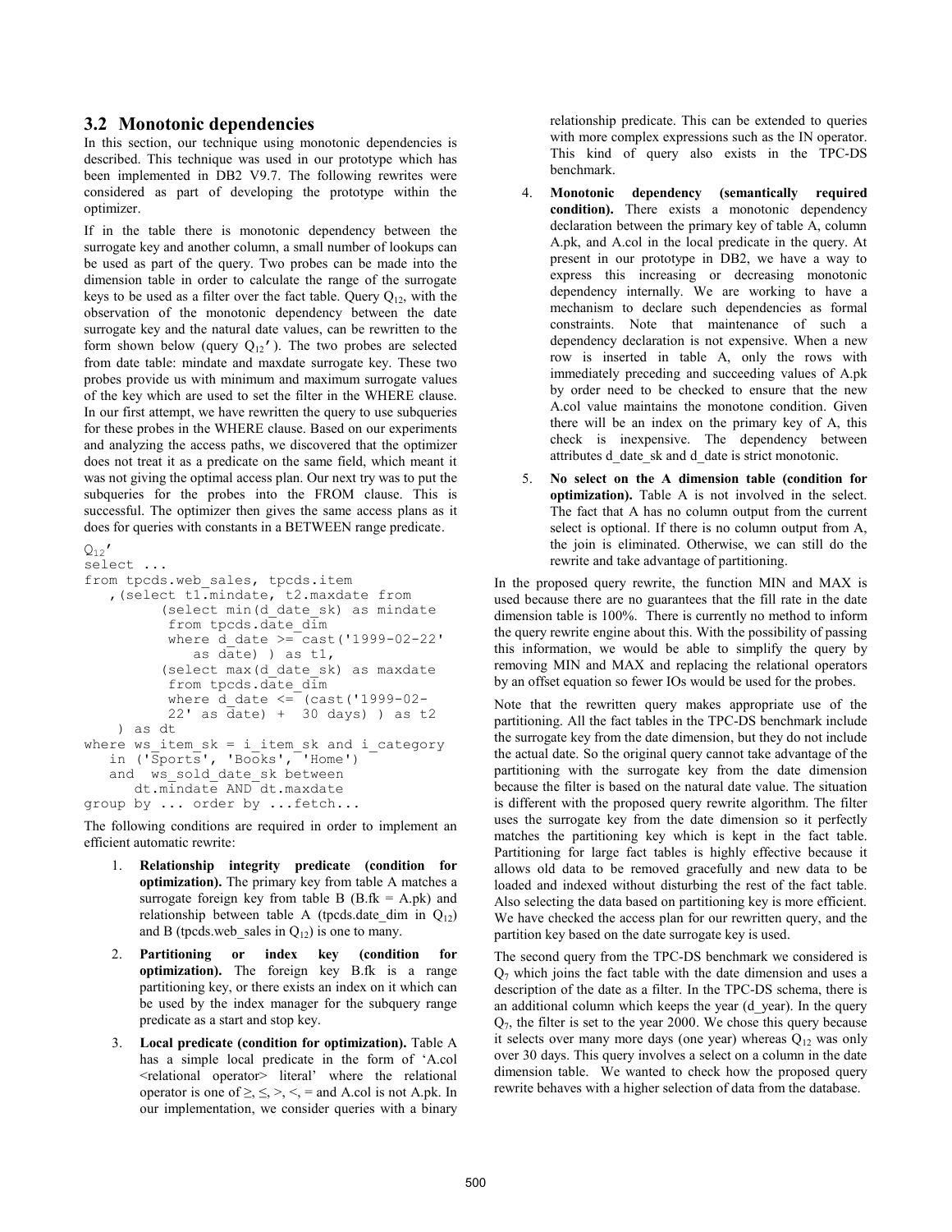### 3.2 Monotonic dependencies

In this section, our technique using monotonic dependencies is described. This technique was used in our prototype which has been implemented in DB2 V9.7. The following rewrites were considered as part of developing the prototype within the optimizer.

If in the table there is monotonic dependency between the surrogate key and another column, a small number of lookups can be used as part of the query. Two probes can be made into the dimension table in order to calculate the range of the surrogate keys to be used as a filter over the fact table. Query $Q_{12}$, with the observation of the monotonic dependency between the date surrogate key and the natural date values, can be rewritten to the form shown below (query $Q_{12}$'). The two probes are selected from date table: mindate and maxdate surrogate key. These two probes provide us with minimum and maximum surrogate values of the key which are used to set the filter in the WHERE clause. In our first attempt, we have rewritten the query to use subqueries for these probes in the WHERE clause. Based on our experiments and analyzing the access paths, we discovered that the optimizer does not treat it as a predicate on the same field, which meant it was not giving the optimal access plan. Our next try was to put the subqueries for the probes into the FROM clause. This is successful. The optimizer then gives the same access plans as it does for queries with constants in a BETWEEN range predicate.

$Q_{12}$'

```
select ...
from tpcds.web_sales, tpcds.item
   ,(select t1.mindate, t2.maxdate from
         (select min(d_date_sk) as mindate
          from tpcds.date_dim
          where d_date >= cast('1999-02-22'
             as date) ) as t1,
         (select max(d_date_sk) as maxdate
          from tpcds.date_dim
          where d_date <= (cast('1999-02-
          22' as date) +  30 days) ) as t2
    ) as dt
where ws_item_sk = i_item_sk and i_category
   in ('Sports', 'Books', 'Home')
   and  ws_sold_date_sk between
      dt.mindate AND dt.maxdate
group by ... order by ...fetch...
```

The following conditions are required in order to implement an efficient automatic rewrite:

1. **Relationship integrity predicate (condition for optimization).** The primary key from table A matches a surrogate foreign key from table B (B.fk = A.pk) and relationship between table A (tpcds.date_dim in $Q_{12}$) and B (tpcds.web_sales in $Q_{12}$) is one to many.
2. **Partitioning or index key (condition for optimization).** The foreign key B.fk is a range partitioning key, or there exists an index on it which can be used by the index manager for the subquery range predicate as a start and stop key.
3. **Local predicate (condition for optimization).** Table A has a simple local predicate in the form of 'A.col <relational operator> literal' where the relational operator is one of ≥, ≤, >, <, = and A.col is not A.pk. In our implementation, we consider queries with a binary relationship predicate. This can be extended to queries with more complex expressions such as the IN operator. This kind of query also exists in the TPC-DS benchmark.
4. **Monotonic dependency (semantically required condition).** There exists a monotonic dependency declaration between the primary key of table A, column A.pk, and A.col in the local predicate in the query. At present in our prototype in DB2, we have a way to express this increasing or decreasing monotonic dependency internally. We are working to have a mechanism to declare such dependencies as formal constraints. Note that maintenance of such a dependency declaration is not expensive. When a new row is inserted in table A, only the rows with immediately preceding and succeeding values of A.pk by order need to be checked to ensure that the new A.col value maintains the monotone condition. Given there will be an index on the primary key of A, this check is inexpensive. The dependency between attributes d_date_sk and d_date is strict monotonic.
5. **No select on the A dimension table (condition for optimization).** Table A is not involved in the select. The fact that A has no column output from the current select is optional. If there is no column output from A, the join is eliminated. Otherwise, we can still do the rewrite and take advantage of partitioning.

In the proposed query rewrite, the function MIN and MAX is used because there are no guarantees that the fill rate in the date dimension table is 100%. There is currently no method to inform the query rewrite engine about this. With the possibility of passing this information, we would be able to simplify the query by removing MIN and MAX and replacing the relational operators by an offset equation so fewer IOs would be used for the probes.

Note that the rewritten query makes appropriate use of the partitioning. All the fact tables in the TPC-DS benchmark include the surrogate key from the date dimension, but they do not include the actual date. So the original query cannot take advantage of the partitioning with the surrogate key from the date dimension because the filter is based on the natural date value. The situation is different with the proposed query rewrite algorithm. The filter uses the surrogate key from the date dimension so it perfectly matches the partitioning key which is kept in the fact table. Partitioning for large fact tables is highly effective because it allows old data to be removed gracefully and new data to be loaded and indexed without disturbing the rest of the fact table. Also selecting the data based on partitioning key is more efficient. We have checked the access plan for our rewritten query, and the partition key based on the date surrogate key is used.

The second query from the TPC-DS benchmark we considered is $Q_7$ which joins the fact table with the date dimension and uses a description of the date as a filter. In the TPC-DS schema, there is an additional column which keeps the year (d_year). In the query $Q_7$, the filter is set to the year 2000. We chose this query because it selects over many more days (one year) whereas $Q_{12}$ was only over 30 days. This query involves a select on a column in the date dimension table. We wanted to check how the proposed query rewrite behaves with a higher selection of data from the database.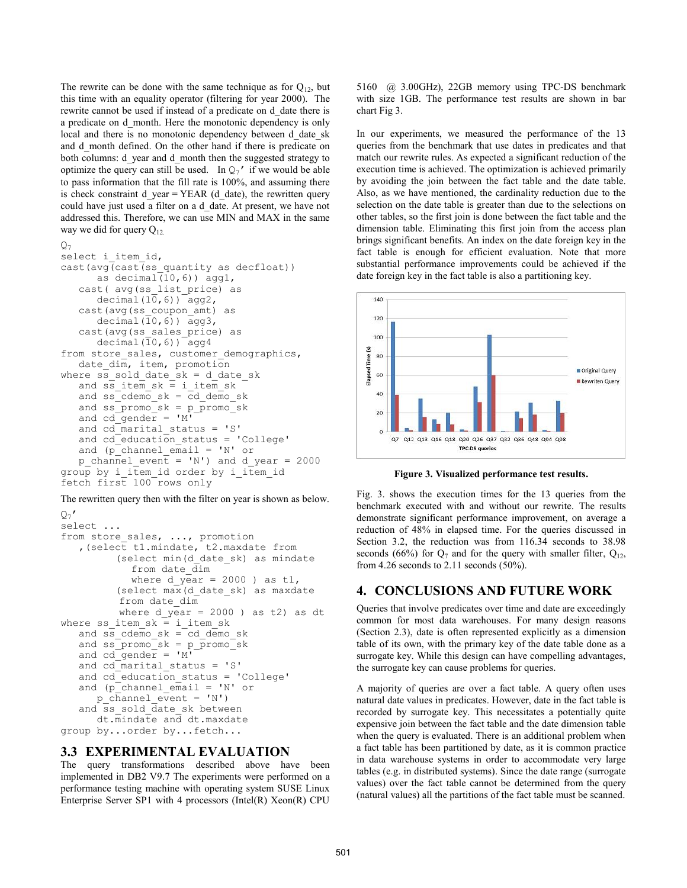The rewrite can be done with the same technique as for $Q_{12}$, but this time with an equality operator (filtering for year 2000). The rewrite cannot be used if instead of a predicate on d_date there is a predicate on d_month. Here the monotonic dependency is only local and there is no monotonic dependency between d_date_sk and d_month defined. On the other hand if there is predicate on both columns: d_year and d_month then the suggested strategy to optimize the query can still be used. In $Q_7$' if we would be able to pass information that the fill rate is 100%, and assuming there is check constraint d_year = YEAR (d_date), the rewritten query could have just used a filter on a d_date. At present, we have not addressed this. Therefore, we can use MIN and MAX in the same way we did for query $Q_{12}$.

$Q_7$

```
select i_item_id,
cast(avg(cast(ss_quantity as decfloat))
     as decimal(10,6)) agg1,
   cast( avg(ss_list_price) as
     decimal(10,6)) agg2,
   cast(avg(ss_coupon_amt) as
     decimal(10,6)) agg3,
   cast(avg(ss_sales_price) as
     decimal(10,6)) agg4
from store_sales, customer_demographics,
   date_dim, item, promotion
where ss_sold_date_sk = d_date_sk
   and ss_item_sk = i_item_sk
   and ss_cdemo_sk = cd_demo_sk
   and ss_promo_sk = p_promo_sk
   and cd_gender = 'M'
   and cd_marital_status = 'S'
   and cd_education_status = 'College'
   and (p_channel_email = 'N' or
   p_channel_event = 'N') and d_year = 2000
group by i_item_id order by i_item_id
fetch first 100 rows only
```

The rewritten query then with the filter on year is shown as below.

$Q_7$'

```
select ...
from store_sales, ..., promotion
   ,(select t1.mindate, t2.maxdate from
        (select min(d_date_sk) as mindate
          from date_dim
          where d_year = 2000 ) as t1,
        (select max(d_date_sk) as maxdate
         from date_dim
         where d_year = 2000 ) as t2) as dt
where ss_item_sk = i_item_sk
   and ss_cdemo_sk = cd_demo_sk
   and ss_promo_sk = p_promo_sk
   and cd_gender = 'M'
   and cd_marital_status = 'S'
   and cd_education_status = 'College'
   and (p_channel_email = 'N' or
     p_channel_event = 'N')
   and ss_sold_date_sk between
     dt.mindate and dt.maxdate
group by...order by...fetch...
```

## 3.3 EXPERIMENTAL EVALUATION

The query transformations described above have been implemented in DB2 V9.7 The experiments were performed on a performance testing machine with operating system SUSE Linux Enterprise Server SP1 with 4 processors (Intel(R) Xeon(R) CPU 5160 @ 3.00GHz), 22GB memory using TPC-DS benchmark with size 1GB. The performance test results are shown in bar chart Fig 3.

In our experiments, we measured the performance of the 13 queries from the benchmark that use dates in predicates and that match our rewrite rules. As expected a significant reduction of the execution time is achieved. The optimization is achieved primarily by avoiding the join between the fact table and the date table. Also, as we have mentioned, the cardinality reduction due to the selection on the date table is greater than due to the selections on other tables, so the first join is done between the fact table and the dimension table. Eliminating this first join from the access plan brings significant benefits. An index on the date foreign key in the fact table is enough for efficient evaluation. Note that more substantial performance improvements could be achieved if the date foreign key in the fact table is also a partitioning key.

**Figure 3. Visualized performance test results.**

Fig. 3. shows the execution times for the 13 queries from the benchmark executed with and without our rewrite. The results demonstrate significant performance improvement, on average a reduction of 48% in elapsed time. For the queries discussed in Section 3.2, the reduction was from 116.34 seconds to 38.98 seconds (66%) for $Q_7$ and for the query with smaller filter, $Q_{12}$, from 4.26 seconds to 2.11 seconds (50%).

## 4. CONCLUSIONS AND FUTURE WORK

Queries that involve predicates over time and date are exceedingly common for most data warehouses. For many design reasons (Section 2.3), date is often represented explicitly as a dimension table of its own, with the primary key of the date table done as a surrogate key. While this design can have compelling advantages, the surrogate key can cause problems for queries.

A majority of queries are over a fact table. A query often uses natural date values in predicates. However, date in the fact table is recorded by surrogate key. This necessitates a potentially quite expensive join between the fact table and the date dimension table when the query is evaluated. There is an additional problem when a fact table has been partitioned by date, as it is common practice in data warehouse systems in order to accommodate very large tables (e.g. in distributed systems). Since the date range (surrogate values) over the fact table cannot be determined from the query (natural values) all the partitions of the fact table must be scanned.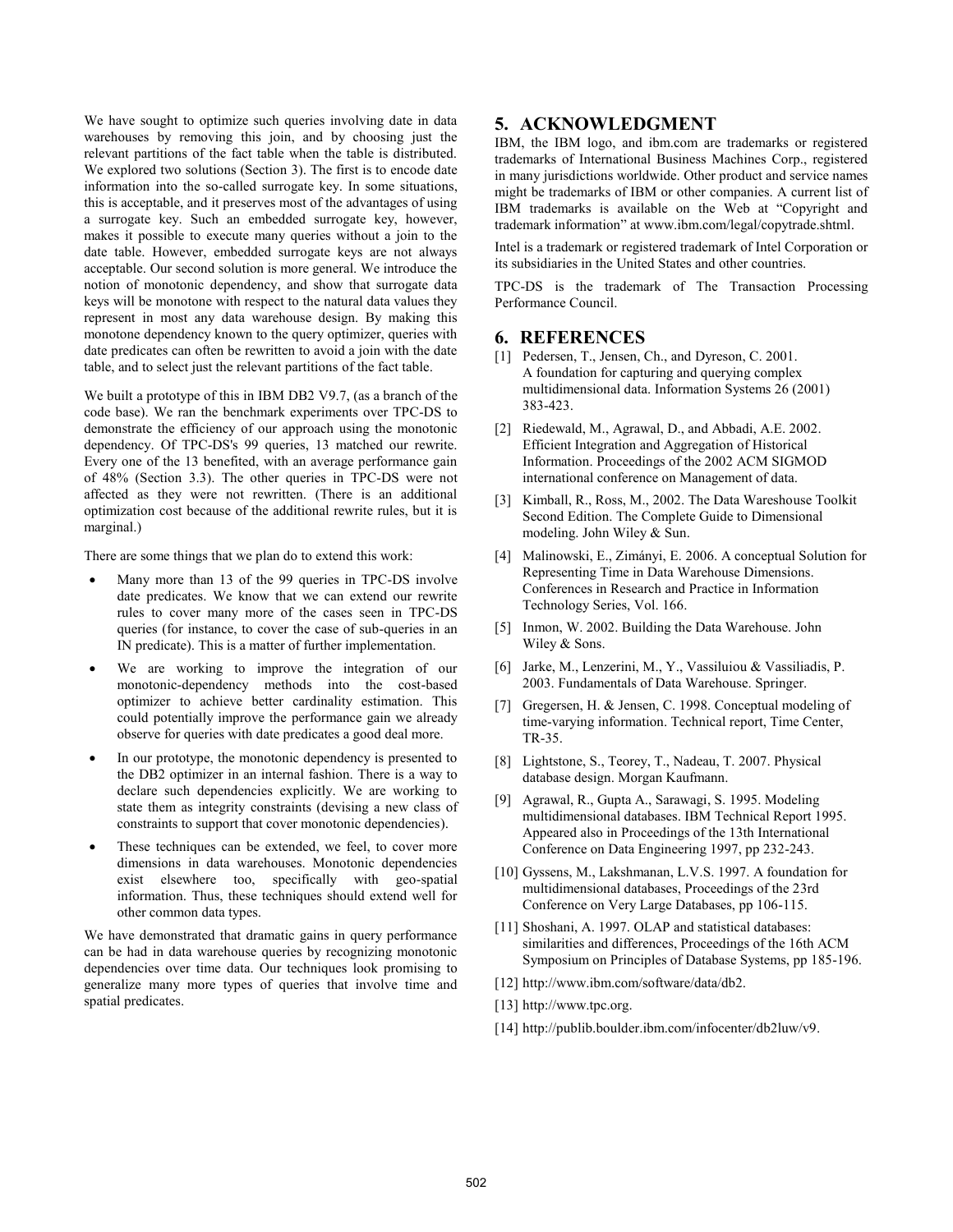We have sought to optimize such queries involving date in data warehouses by removing this join, and by choosing just the relevant partitions of the fact table when the table is distributed. We explored two solutions (Section 3). The first is to encode date information into the so-called surrogate key. In some situations, this is acceptable, and it preserves most of the advantages of using a surrogate key. Such an embedded surrogate key, however, makes it possible to execute many queries without a join to the date table. However, embedded surrogate keys are not always acceptable. Our second solution is more general. We introduce the notion of monotonic dependency, and show that surrogate data keys will be monotone with respect to the natural data values they represent in most any data warehouse design. By making this monotone dependency known to the query optimizer, queries with date predicates can often be rewritten to avoid a join with the date table, and to select just the relevant partitions of the fact table.

We built a prototype of this in IBM DB2 V9.7, (as a branch of the code base). We ran the benchmark experiments over TPC-DS to demonstrate the efficiency of our approach using the monotonic dependency. Of TPC-DS's 99 queries, 13 matched our rewrite. Every one of the 13 benefited, with an average performance gain of 48% (Section 3.3). The other queries in TPC-DS were not affected as they were not rewritten. (There is an additional optimization cost because of the additional rewrite rules, but it is marginal.)

There are some things that we plan do to extend this work:

- Many more than 13 of the 99 queries in TPC-DS involve date predicates. We know that we can extend our rewrite rules to cover many more of the cases seen in TPC-DS queries (for instance, to cover the case of sub-queries in an IN predicate). This is a matter of further implementation.
- We are working to improve the integration of our monotonic-dependency methods into the cost-based optimizer to achieve better cardinality estimation. This could potentially improve the performance gain we already observe for queries with date predicates a good deal more.
- In our prototype, the monotonic dependency is presented to the DB2 optimizer in an internal fashion. There is a way to declare such dependencies explicitly. We are working to state them as integrity constraints (devising a new class of constraints to support that cover monotonic dependencies).
- These techniques can be extended, we feel, to cover more dimensions in data warehouses. Monotonic dependencies exist elsewhere too, specifically with geo-spatial information. Thus, these techniques should extend well for other common data types.

We have demonstrated that dramatic gains in query performance can be had in data warehouse queries by recognizing monotonic dependencies over time data. Our techniques look promising to generalize many more types of queries that involve time and spatial predicates.

## 5. ACKNOWLEDGMENT

IBM, the IBM logo, and ibm.com are trademarks or registered trademarks of International Business Machines Corp., registered in many jurisdictions worldwide. Other product and service names might be trademarks of IBM or other companies. A current list of IBM trademarks is available on the Web at "Copyright and trademark information" at www.ibm.com/legal/copytrade.shtml.

Intel is a trademark or registered trademark of Intel Corporation or its subsidiaries in the United States and other countries.

TPC-DS is the trademark of The Transaction Processing Performance Council.

## 6. REFERENCES

[1] Pedersen, T., Jensen, Ch., and Dyreson, C. 2001. A foundation for capturing and querying complex multidimensional data. Information Systems 26 (2001) 383-423.

[2] Riedewald, M., Agrawal, D., and Abbadi, A.E. 2002. Efficient Integration and Aggregation of Historical Information. Proceedings of the 2002 ACM SIGMOD international conference on Management of data.

[3] Kimball, R., Ross, M., 2002. The Data Wareshouse Toolkit Second Edition. The Complete Guide to Dimensional modeling. John Wiley & Sun.

[4] Malinowski, E., Zimányi, E. 2006. A conceptual Solution for Representing Time in Data Warehouse Dimensions. Conferences in Research and Practice in Information Technology Series, Vol. 166.

[5] Inmon, W. 2002. Building the Data Warehouse. John Wiley & Sons.

[6] Jarke, M., Lenzerini, M., Y., Vassiluiou & Vassiliadis, P. 2003. Fundamentals of Data Warehouse. Springer.

[7] Gregersen, H. & Jensen, C. 1998. Conceptual modeling of time-varying information. Technical report, Time Center, TR-35.

[8] Lightstone, S., Teorey, T., Nadeau, T. 2007. Physical database design. Morgan Kaufmann.

[9] Agrawal, R., Gupta A., Sarawagi, S. 1995. Modeling multidimensional databases. IBM Technical Report 1995. Appeared also in Proceedings of the 13th International Conference on Data Engineering 1997, pp 232-243.

[10] Gyssens, M., Lakshmanan, L.V.S. 1997. A foundation for multidimensional databases, Proceedings of the 23rd Conference on Very Large Databases, pp 106-115.

[11] Shoshani, A. 1997. OLAP and statistical databases: similarities and differences, Proceedings of the 16th ACM Symposium on Principles of Database Systems, pp 185-196.

[12] http://www.ibm.com/software/data/db2.

[13] http://www.tpc.org.

[14] http://publib.boulder.ibm.com/infocenter/db2luw/v9.